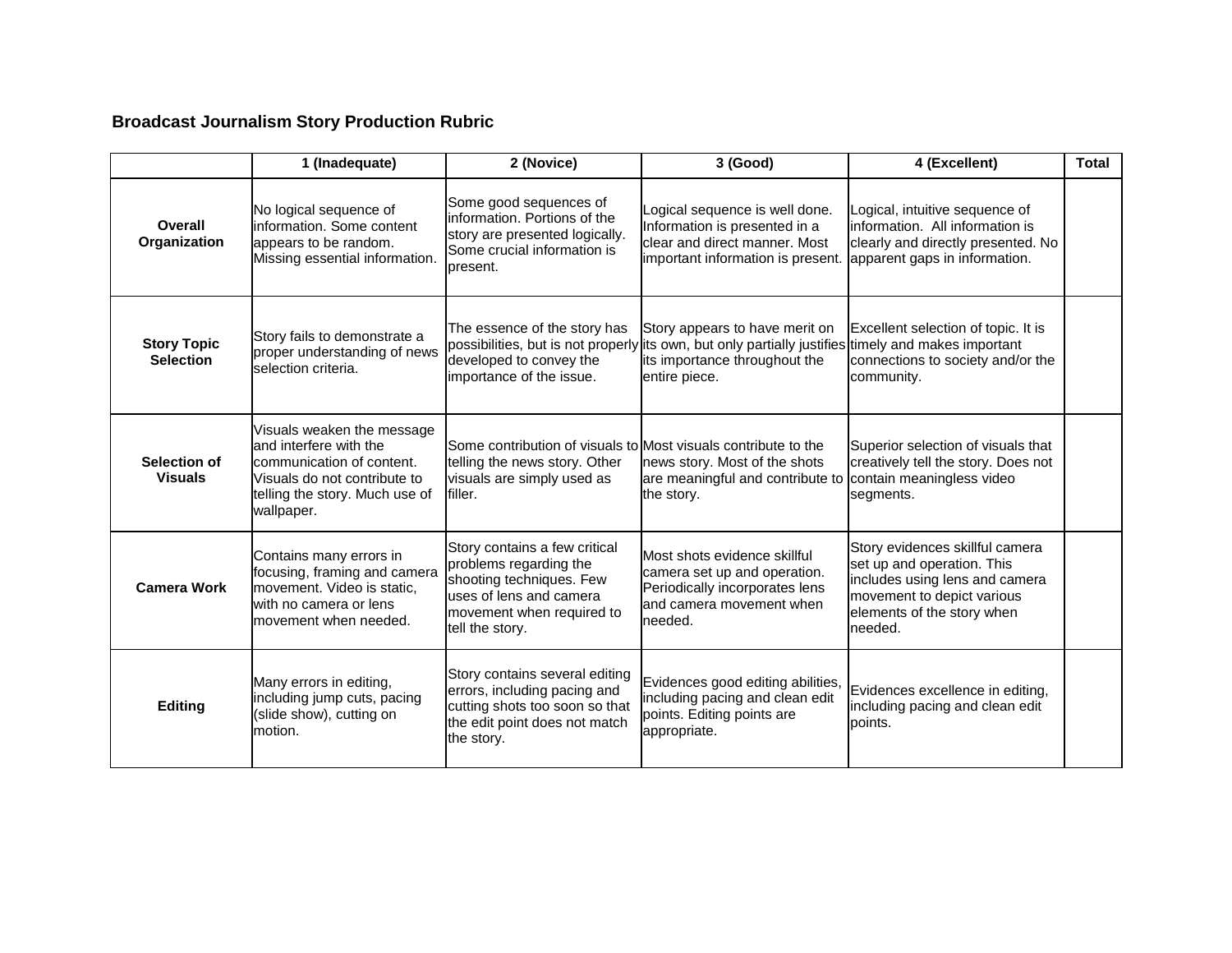## Broadcast Journalism Story Production Rubric

| | 1 (Inadequate) | 2 (Novice) | 3 (Good) | 4 (Excellent) | Total |
|---|---|---|---|---|---|
| **Overall Organization** | No logical sequence of information. Some content appears to be random. Missing essential information. | Some good sequences of information. Portions of the story are presented logically. Some crucial information is present. | Logical sequence is well done. Information is presented in a clear and direct manner. Most important information is present. | Logical, intuitive sequence of information. All information is clearly and directly presented. No apparent gaps in information. | |
| **Story Topic Selection** | Story fails to demonstrate a proper understanding of news selection criteria. | The essence of the story has possibilities, but is not properly developed to convey the importance of the issue. | Story appears to have merit on its own, but only partially justifies its importance throughout the entire piece. | Excellent selection of topic. It is timely and makes important connections to society and/or the community. | |
| **Selection of Visuals** | Visuals weaken the message and interfere with the communication of content. Visuals do not contribute to telling the story. Much use of wallpaper. | Some contribution of visuals to telling the news story. Other visuals are simply used as filler. | Most visuals contribute to the news story. Most of the shots are meaningful and contribute to the story. | Superior selection of visuals that creatively tell the story. Does not contain meaningless video segments. | |
| **Camera Work** | Contains many errors in focusing, framing and camera movement. Video is static, with no camera or lens movement when needed. | Story contains a few critical problems regarding the shooting techniques. Few uses of lens and camera movement when required to tell the story. | Most shots evidence skillful camera set up and operation. Periodically incorporates lens and camera movement when needed. | Story evidences skillful camera set up and operation. This includes using lens and camera movement to depict various elements of the story when needed. | |
| **Editing** | Many errors in editing, including jump cuts, pacing (slide show), cutting on motion. | Story contains several editing errors, including pacing and cutting shots too soon so that the edit point does not match the story. | Evidences good editing abilities, including pacing and clean edit points. Editing points are appropriate. | Evidences excellence in editing, including pacing and clean edit points. | |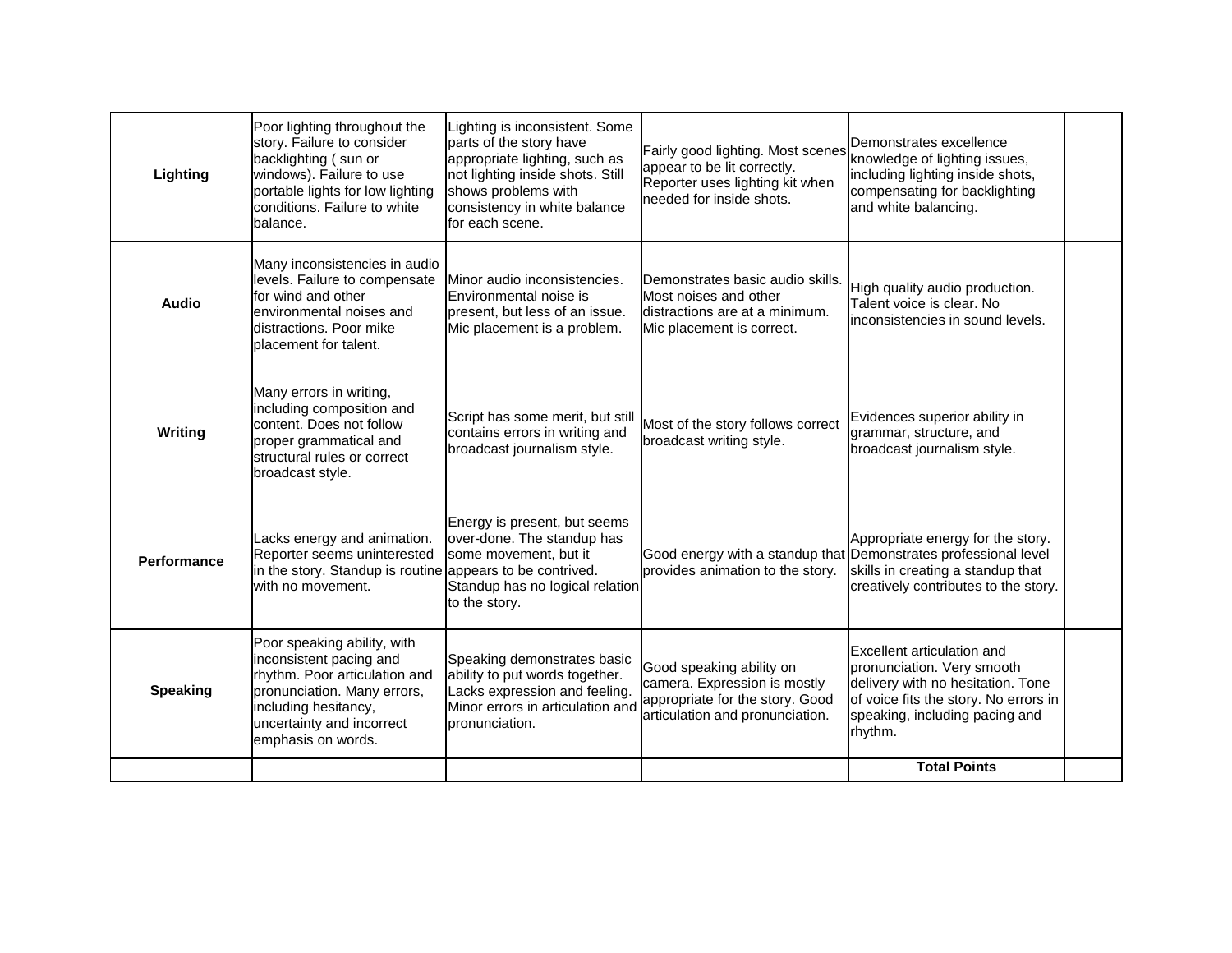| | | | | | |
|---|---|---|---|---|---|
| **Lighting** | Poor lighting throughout the story. Failure to consider backlighting ( sun or windows). Failure to use portable lights for low lighting conditions. Failure to white balance. | Lighting is inconsistent. Some parts of the story have appropriate lighting, such as not lighting inside shots. Still shows problems with consistency in white balance for each scene. | Fairly good lighting. Most scenes appear to be lit correctly. Reporter uses lighting kit when needed for inside shots. | Demonstrates excellence knowledge of lighting issues, including lighting inside shots, compensating for backlighting and white balancing. | |
| **Audio** | Many inconsistencies in audio levels. Failure to compensate for wind and other environmental noises and distractions. Poor mike placement for talent. | Minor audio inconsistencies. Environmental noise is present, but less of an issue. Mic placement is a problem. | Demonstrates basic audio skills. Most noises and other distractions are at a minimum. Mic placement is correct. | High quality audio production. Talent voice is clear. No inconsistencies in sound levels. | |
| **Writing** | Many errors in writing, including composition and content. Does not follow proper grammatical and structural rules or correct broadcast style. | Script has some merit, but still contains errors in writing and broadcast journalism style. | Most of the story follows correct broadcast writing style. | Evidences superior ability in grammar, structure, and broadcast journalism style. | |
| **Performance** | Lacks energy and animation. Reporter seems uninterested in the story. Standup is routine with no movement. | Energy is present, but seems over-done. The standup has some movement, but it appears to be contrived. Standup has no logical relation to the story. | Good energy with a standup that provides animation to the story. | Appropriate energy for the story. Demonstrates professional level skills in creating a standup that creatively contributes to the story. | |
| **Speaking** | Poor speaking ability, with inconsistent pacing and rhythm. Poor articulation and pronunciation. Many errors, including hesitancy, uncertainty and incorrect emphasis on words. | Speaking demonstrates basic ability to put words together. Lacks expression and feeling. Minor errors in articulation and pronunciation. | Good speaking ability on camera. Expression is mostly appropriate for the story. Good articulation and pronunciation. | Excellent articulation and pronunciation. Very smooth delivery with no hesitation. Tone of voice fits the story. No errors in speaking, including pacing and rhythm. | |
| | | | | **Total Points** | |